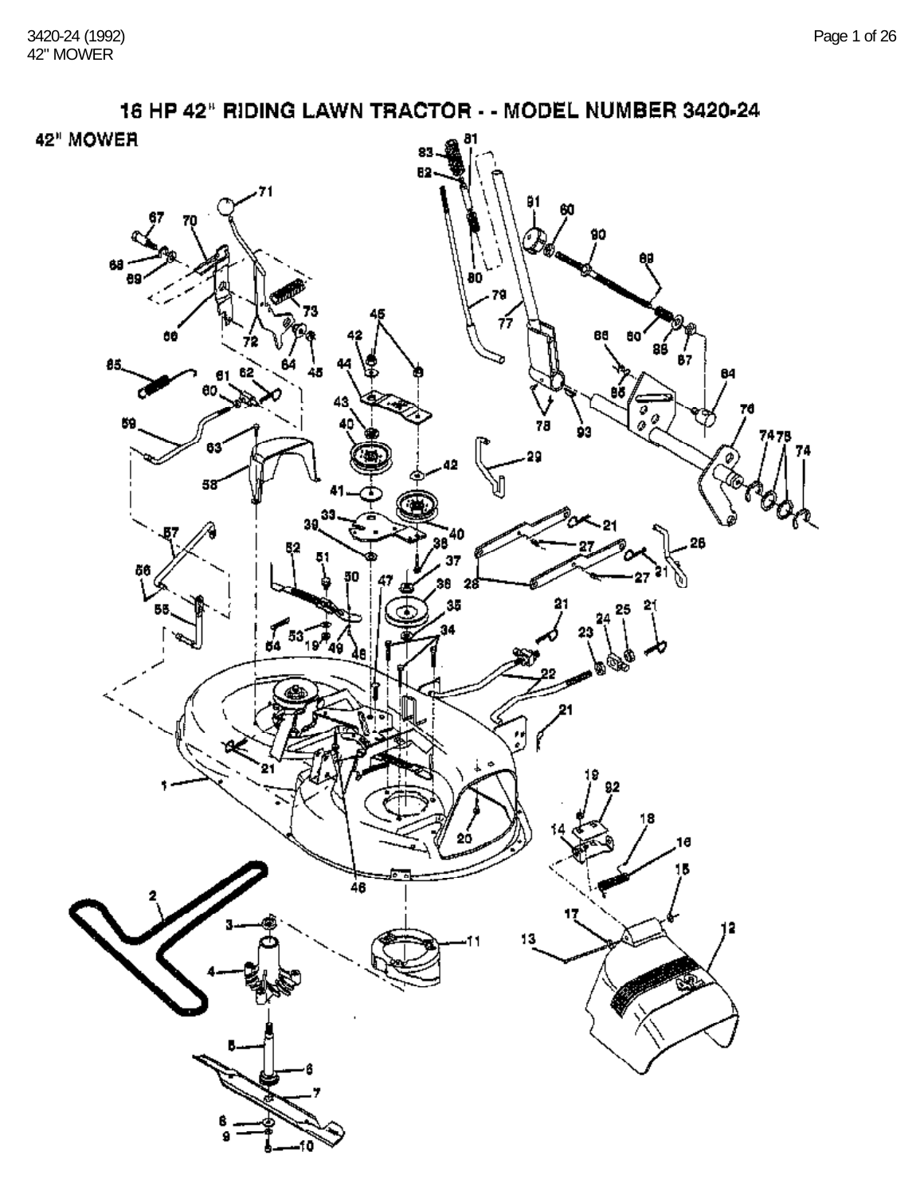# 16 HP 42" RIDING LAWN TRACTOR - - MODEL NUMBER 3420-24

## 42" MOWER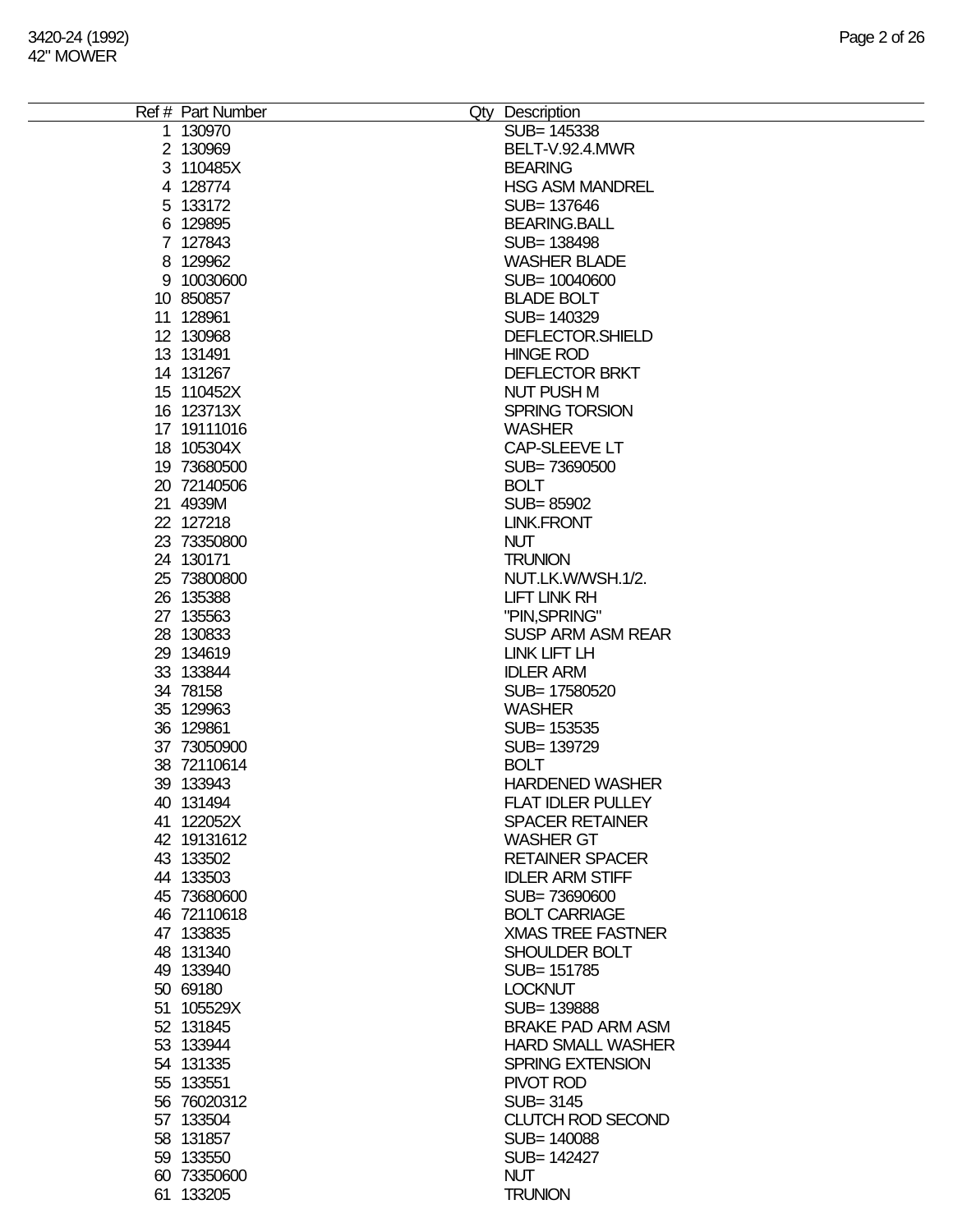| Ref # | Part Number | Qty | Description |
|---|---|---|---|
| 1 | 130970 | | SUB= 145338 |
| 2 | 130969 | | BELT-V.92.4.MWR |
| 3 | 110485X | | BEARING |
| 4 | 128774 | | HSG ASM MANDREL |
| 5 | 133172 | | SUB= 137646 |
| 6 | 129895 | | BEARING.BALL |
| 7 | 127843 | | SUB= 138498 |
| 8 | 129962 | | WASHER BLADE |
| 9 | 10030600 | | SUB= 10040600 |
| 10 | 850857 | | BLADE BOLT |
| 11 | 128961 | | SUB= 140329 |
| 12 | 130968 | | DEFLECTOR.SHIELD |
| 13 | 131491 | | HINGE ROD |
| 14 | 131267 | | DEFLECTOR BRKT |
| 15 | 110452X | | NUT PUSH M |
| 16 | 123713X | | SPRING TORSION |
| 17 | 19111016 | | WASHER |
| 18 | 105304X | | CAP-SLEEVE LT |
| 19 | 73680500 | | SUB= 73690500 |
| 20 | 72140506 | | BOLT |
| 21 | 4939M | | SUB= 85902 |
| 22 | 127218 | | LINK.FRONT |
| 23 | 73350800 | | NUT |
| 24 | 130171 | | TRUNION |
| 25 | 73800800 | | NUT.LK.W/WSH.1/2. |
| 26 | 135388 | | LIFT LINK RH |
| 27 | 135563 | | "PIN,SPRING" |
| 28 | 130833 | | SUSP ARM ASM REAR |
| 29 | 134619 | | LINK LIFT LH |
| 33 | 133844 | | IDLER ARM |
| 34 | 78158 | | SUB= 17580520 |
| 35 | 129963 | | WASHER |
| 36 | 129861 | | SUB= 153535 |
| 37 | 73050900 | | SUB= 139729 |
| 38 | 72110614 | | BOLT |
| 39 | 133943 | | HARDENED WASHER |
| 40 | 131494 | | FLAT IDLER PULLEY |
| 41 | 122052X | | SPACER RETAINER |
| 42 | 19131612 | | WASHER GT |
| 43 | 133502 | | RETAINER SPACER |
| 44 | 133503 | | IDLER ARM STIFF |
| 45 | 73680600 | | SUB= 73690600 |
| 46 | 72110618 | | BOLT CARRIAGE |
| 47 | 133835 | | XMAS TREE FASTNER |
| 48 | 131340 | | SHOULDER BOLT |
| 49 | 133940 | | SUB= 151785 |
| 50 | 69180 | | LOCKNUT |
| 51 | 105529X | | SUB= 139888 |
| 52 | 131845 | | BRAKE PAD ARM ASM |
| 53 | 133944 | | HARD SMALL WASHER |
| 54 | 131335 | | SPRING EXTENSION |
| 55 | 133551 | | PIVOT ROD |
| 56 | 76020312 | | SUB= 3145 |
| 57 | 133504 | | CLUTCH ROD SECOND |
| 58 | 131857 | | SUB= 140088 |
| 59 | 133550 | | SUB= 142427 |
| 60 | 73350600 | | NUT |
| 61 | 133205 | | TRUNION |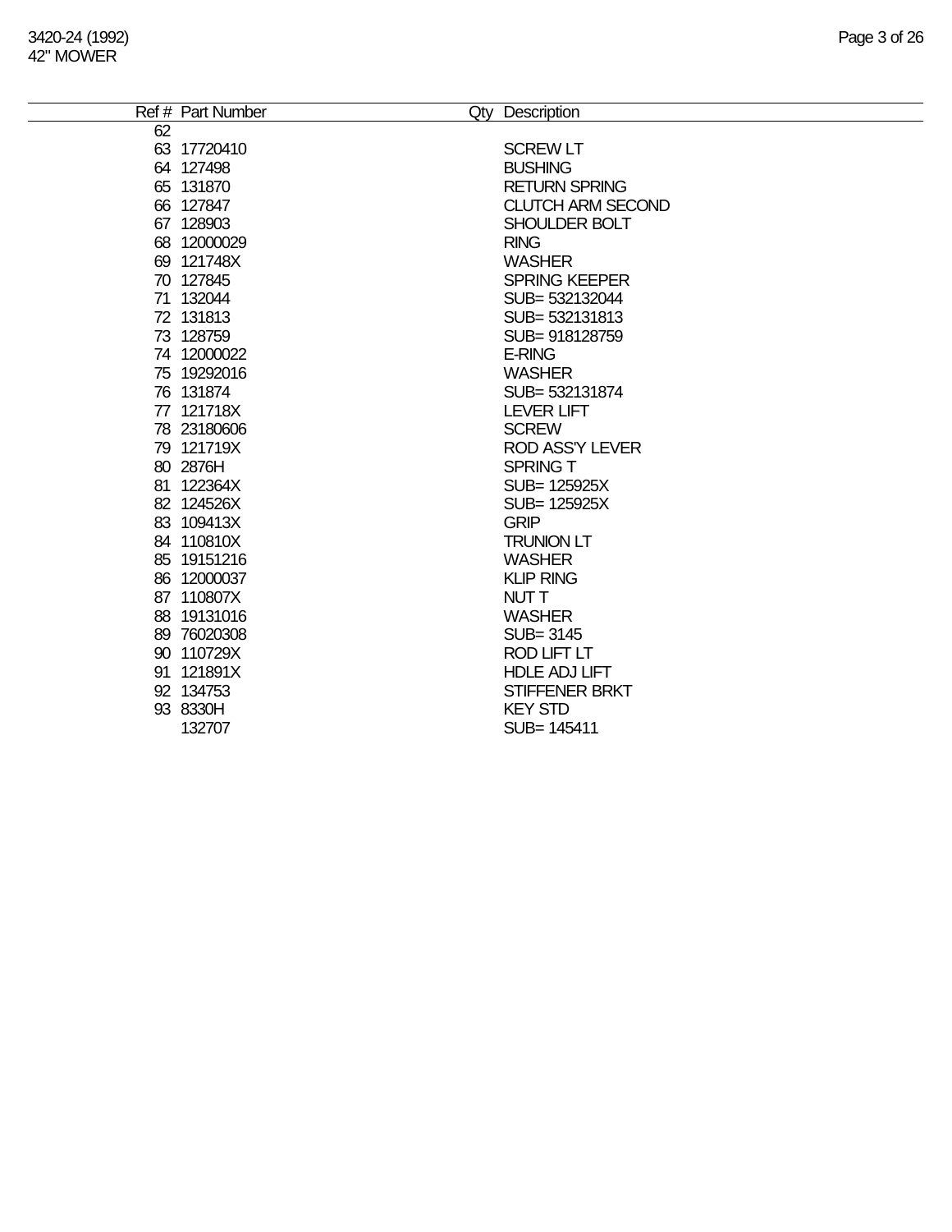3420-24 (1992)
42" MOWER

| Ref # | Part Number | Qty | Description |
|---|---|---|---|
| 62 | | | |
| 63 | 17720410 | | SCREW LT |
| 64 | 127498 | | BUSHING |
| 65 | 131870 | | RETURN SPRING |
| 66 | 127847 | | CLUTCH ARM SECOND |
| 67 | 128903 | | SHOULDER BOLT |
| 68 | 12000029 | | RING |
| 69 | 121748X | | WASHER |
| 70 | 127845 | | SPRING KEEPER |
| 71 | 132044 | | SUB= 532132044 |
| 72 | 131813 | | SUB= 532131813 |
| 73 | 128759 | | SUB= 918128759 |
| 74 | 12000022 | | E-RING |
| 75 | 19292016 | | WASHER |
| 76 | 131874 | | SUB= 532131874 |
| 77 | 121718X | | LEVER LIFT |
| 78 | 23180606 | | SCREW |
| 79 | 121719X | | ROD ASS'Y LEVER |
| 80 | 2876H | | SPRING T |
| 81 | 122364X | | SUB= 125925X |
| 82 | 124526X | | SUB= 125925X |
| 83 | 109413X | | GRIP |
| 84 | 110810X | | TRUNION LT |
| 85 | 19151216 | | WASHER |
| 86 | 12000037 | | KLIP RING |
| 87 | 110807X | | NUT T |
| 88 | 19131016 | | WASHER |
| 89 | 76020308 | | SUB= 3145 |
| 90 | 110729X | | ROD LIFT LT |
| 91 | 121891X | | HDLE ADJ LIFT |
| 92 | 134753 | | STIFFENER BRKT |
| 93 | 8330H | | KEY STD |
| | 132707 | | SUB= 145411 |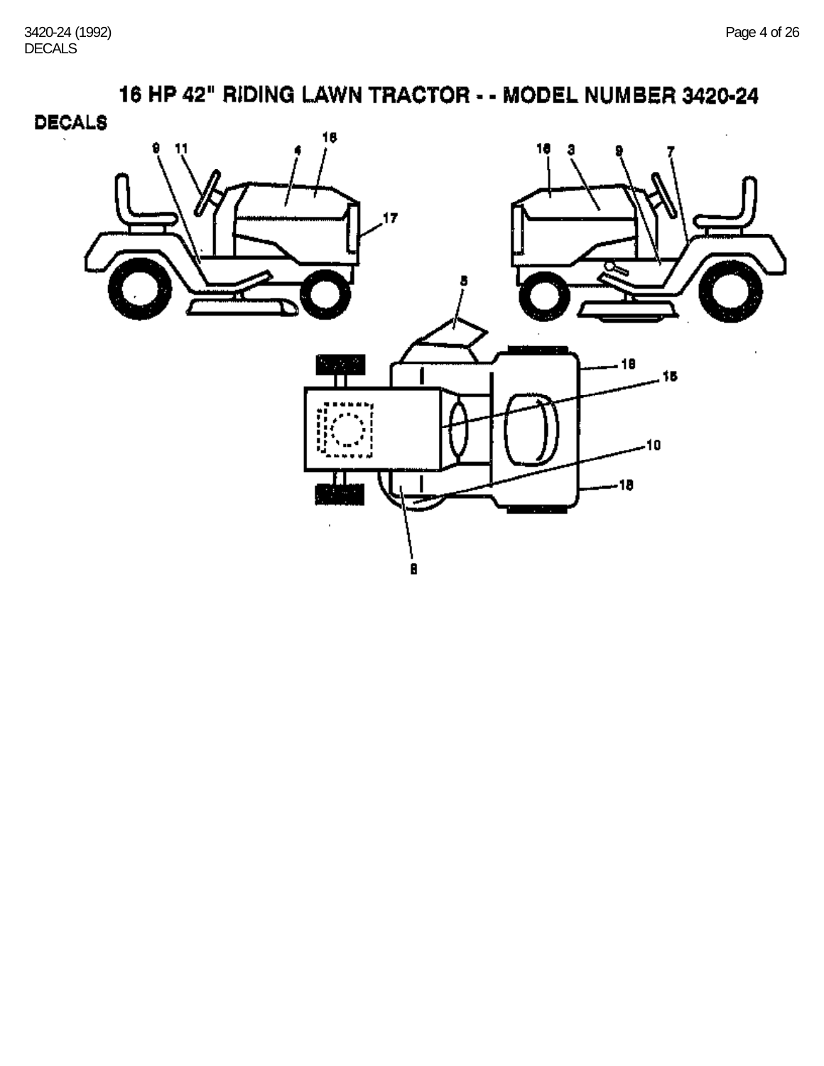# 16 HP 42" RIDING LAWN TRACTOR - - MODEL NUMBER 3420-24

## DECALS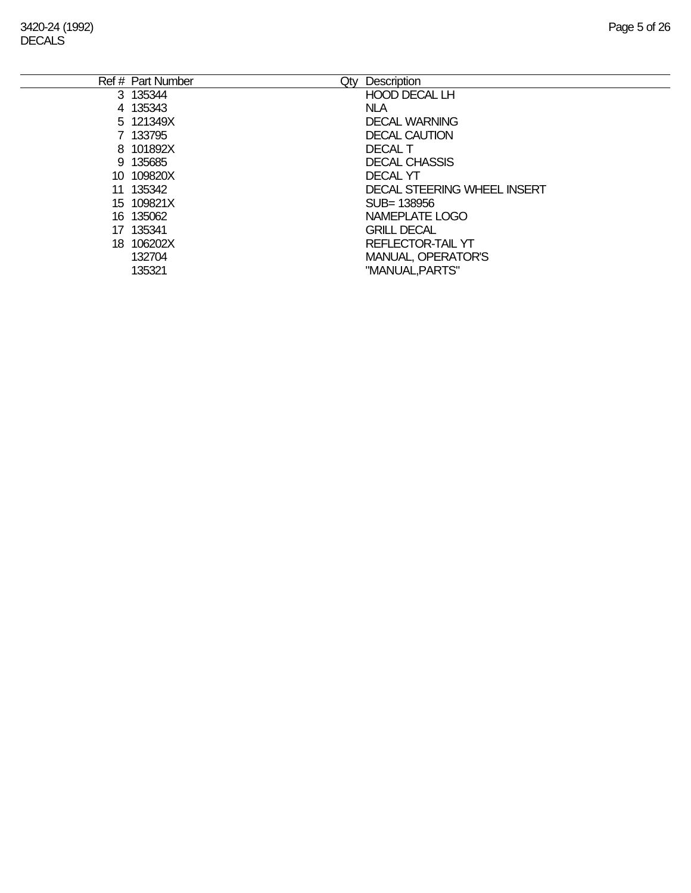3420-24 (1992)
DECALS

| Ref # | Part Number | Qty | Description |
|---|---|---|---|
| 3 | 135344 | | HOOD DECAL LH |
| 4 | 135343 | | NLA |
| 5 | 121349X | | DECAL WARNING |
| 7 | 133795 | | DECAL CAUTION |
| 8 | 101892X | | DECAL T |
| 9 | 135685 | | DECAL CHASSIS |
| 10 | 109820X | | DECAL YT |
| 11 | 135342 | | DECAL STEERING WHEEL INSERT |
| 15 | 109821X | | SUB= 138956 |
| 16 | 135062 | | NAMEPLATE LOGO |
| 17 | 135341 | | GRILL DECAL |
| 18 | 106202X | | REFLECTOR-TAIL YT |
| | 132704 | | MANUAL, OPERATOR'S |
| | 135321 | | "MANUAL,PARTS" |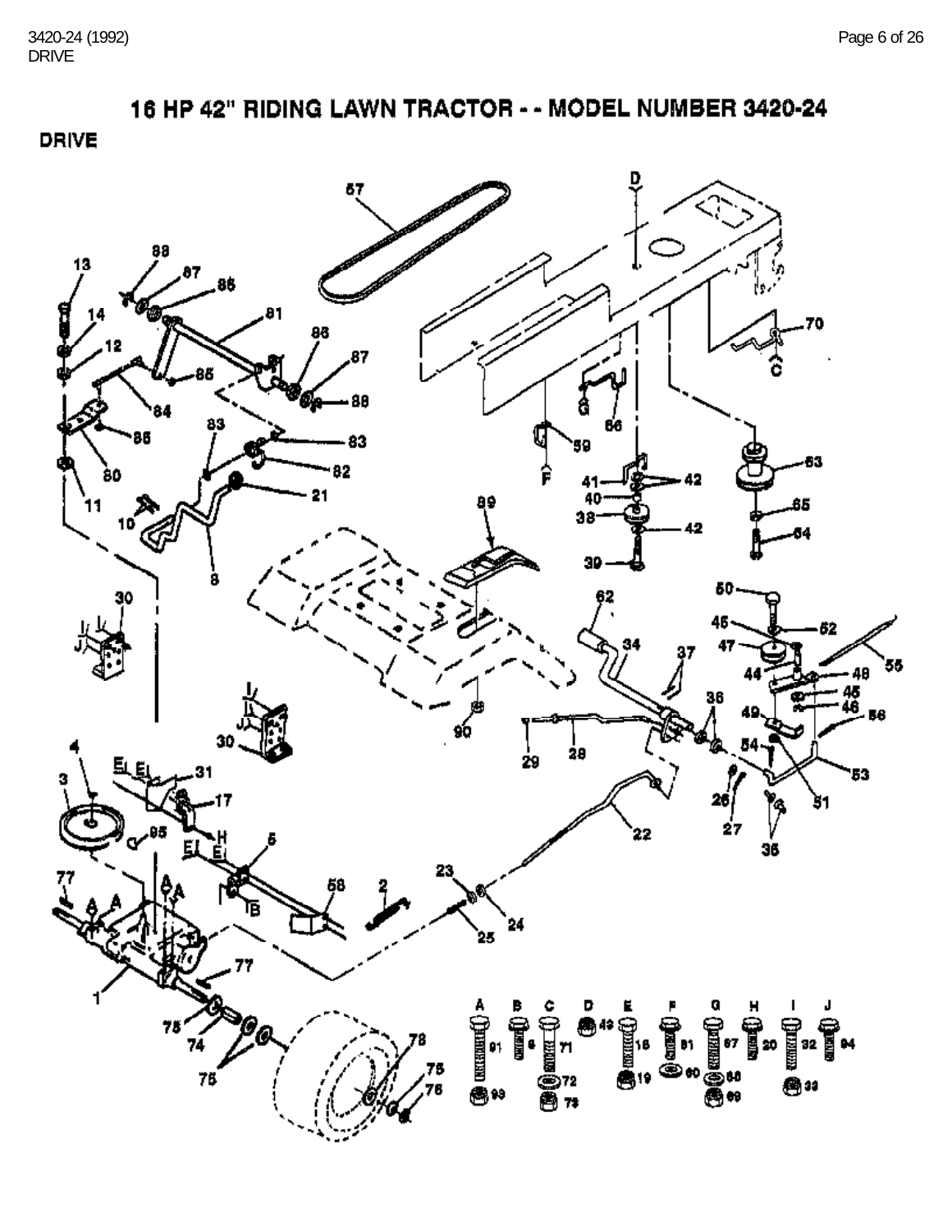# 16 HP 42" RIDING LAWN TRACTOR - - MODEL NUMBER 3420-24

## DRIVE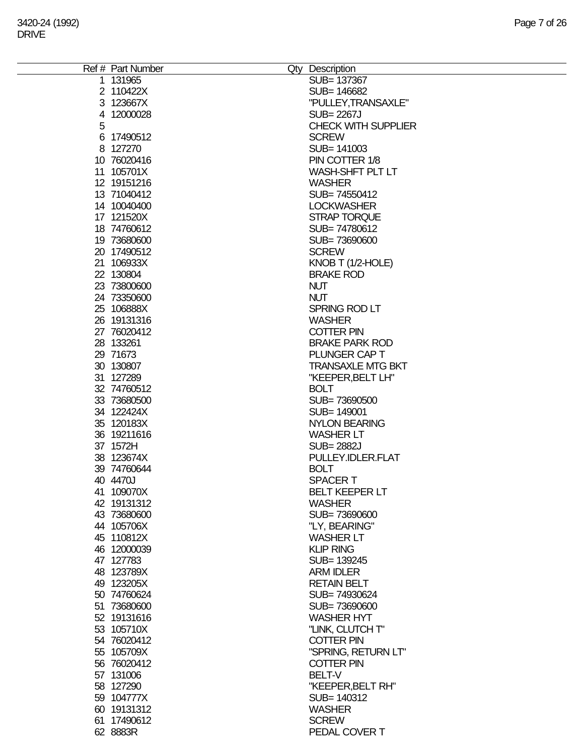| Ref # | Part Number | Qty | Description |
|---|---|---|---|
| 1 | 131965 | | SUB= 137367 |
| 2 | 110422X | | SUB= 146682 |
| 3 | 123667X | | "PULLEY,TRANSAXLE" |
| 4 | 12000028 | | SUB= 2267J |
| 5 | | | CHECK WITH SUPPLIER |
| 6 | 17490512 | | SCREW |
| 8 | 127270 | | SUB= 141003 |
| 10 | 76020416 | | PIN COTTER 1/8 |
| 11 | 105701X | | WASH-SHFT PLT LT |
| 12 | 19151216 | | WASHER |
| 13 | 71040412 | | SUB= 74550412 |
| 14 | 10040400 | | LOCKWASHER |
| 17 | 121520X | | STRAP TORQUE |
| 18 | 74760612 | | SUB= 74780612 |
| 19 | 73680600 | | SUB= 73690600 |
| 20 | 17490512 | | SCREW |
| 21 | 106933X | | KNOB T (1/2-HOLE) |
| 22 | 130804 | | BRAKE ROD |
| 23 | 73800600 | | NUT |
| 24 | 73350600 | | NUT |
| 25 | 106888X | | SPRING ROD LT |
| 26 | 19131316 | | WASHER |
| 27 | 76020412 | | COTTER PIN |
| 28 | 133261 | | BRAKE PARK ROD |
| 29 | 71673 | | PLUNGER CAP T |
| 30 | 130807 | | TRANSAXLE MTG BKT |
| 31 | 127289 | | "KEEPER,BELT LH" |
| 32 | 74760512 | | BOLT |
| 33 | 73680500 | | SUB= 73690500 |
| 34 | 122424X | | SUB= 149001 |
| 35 | 120183X | | NYLON BEARING |
| 36 | 19211616 | | WASHER LT |
| 37 | 1572H | | SUB= 2882J |
| 38 | 123674X | | PULLEY.IDLER.FLAT |
| 39 | 74760644 | | BOLT |
| 40 | 4470J | | SPACER T |
| 41 | 109070X | | BELT KEEPER LT |
| 42 | 19131312 | | WASHER |
| 43 | 73680600 | | SUB= 73690600 |
| 44 | 105706X | | "LY, BEARING" |
| 45 | 110812X | | WASHER LT |
| 46 | 12000039 | | KLIP RING |
| 47 | 127783 | | SUB= 139245 |
| 48 | 123789X | | ARM IDLER |
| 49 | 123205X | | RETAIN BELT |
| 50 | 74760624 | | SUB= 74930624 |
| 51 | 73680600 | | SUB= 73690600 |
| 52 | 19131616 | | WASHER HYT |
| 53 | 105710X | | "LINK, CLUTCH T" |
| 54 | 76020412 | | COTTER PIN |
| 55 | 105709X | | "SPRING, RETURN LT" |
| 56 | 76020412 | | COTTER PIN |
| 57 | 131006 | | BELT-V |
| 58 | 127290 | | "KEEPER,BELT RH" |
| 59 | 104777X | | SUB= 140312 |
| 60 | 19131312 | | WASHER |
| 61 | 17490612 | | SCREW |
| 62 | 8883R | | PEDAL COVER T |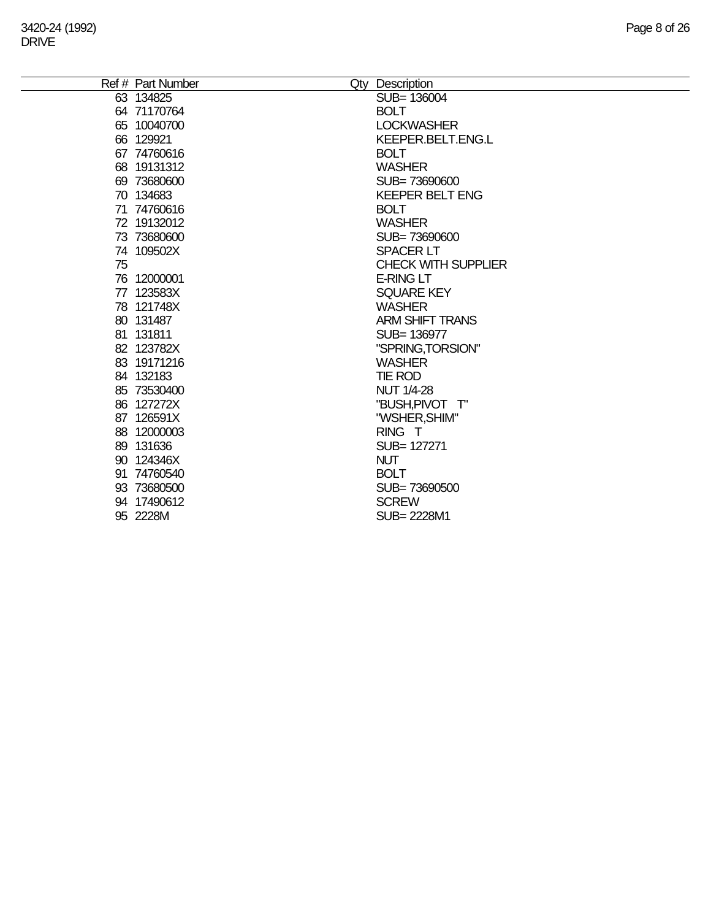| Ref # | Part Number | Qty | Description |
|---|---|---|---|
| 63 | 134825 | | SUB= 136004 |
| 64 | 71170764 | | BOLT |
| 65 | 10040700 | | LOCKWASHER |
| 66 | 129921 | | KEEPER.BELT.ENG.L |
| 67 | 74760616 | | BOLT |
| 68 | 19131312 | | WASHER |
| 69 | 73680600 | | SUB= 73690600 |
| 70 | 134683 | | KEEPER BELT ENG |
| 71 | 74760616 | | BOLT |
| 72 | 19132012 | | WASHER |
| 73 | 73680600 | | SUB= 73690600 |
| 74 | 109502X | | SPACER LT |
| 75 | | | CHECK WITH SUPPLIER |
| 76 | 12000001 | | E-RING LT |
| 77 | 123583X | | SQUARE KEY |
| 78 | 121748X | | WASHER |
| 80 | 131487 | | ARM SHIFT TRANS |
| 81 | 131811 | | SUB= 136977 |
| 82 | 123782X | | "SPRING,TORSION" |
| 83 | 19171216 | | WASHER |
| 84 | 132183 | | TIE ROD |
| 85 | 73530400 | | NUT 1/4-28 |
| 86 | 127272X | | "BUSH,PIVOT T" |
| 87 | 126591X | | "WSHER,SHIM" |
| 88 | 12000003 | | RING T |
| 89 | 131636 | | SUB= 127271 |
| 90 | 124346X | | NUT |
| 91 | 74760540 | | BOLT |
| 93 | 73680500 | | SUB= 73690500 |
| 94 | 17490612 | | SCREW |
| 95 | 2228M | | SUB= 2228M1 |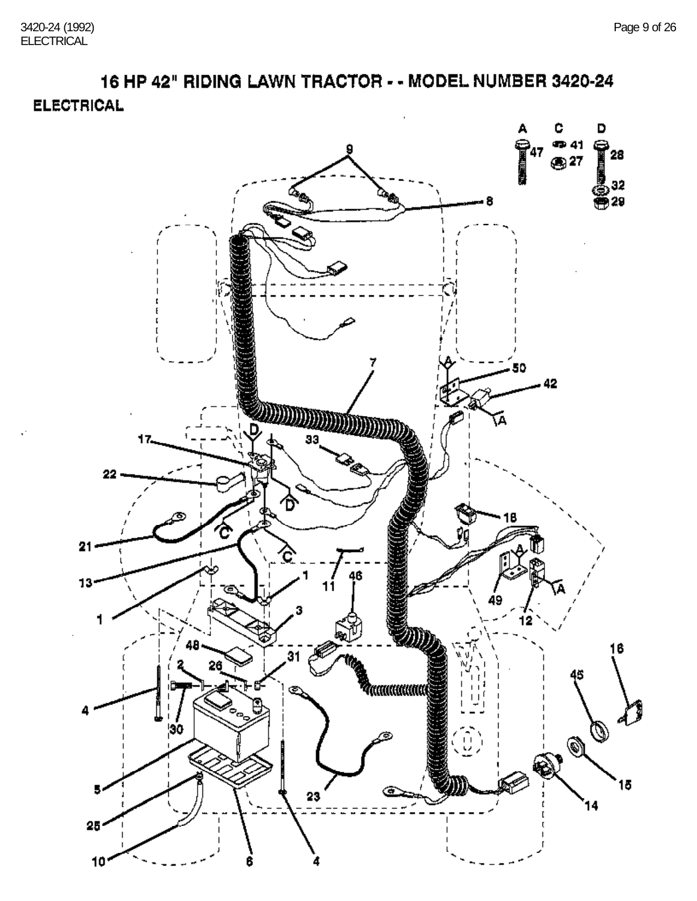# 16 HP 42" RIDING LAWN TRACTOR - - MODEL NUMBER 3420-24

## ELECTRICAL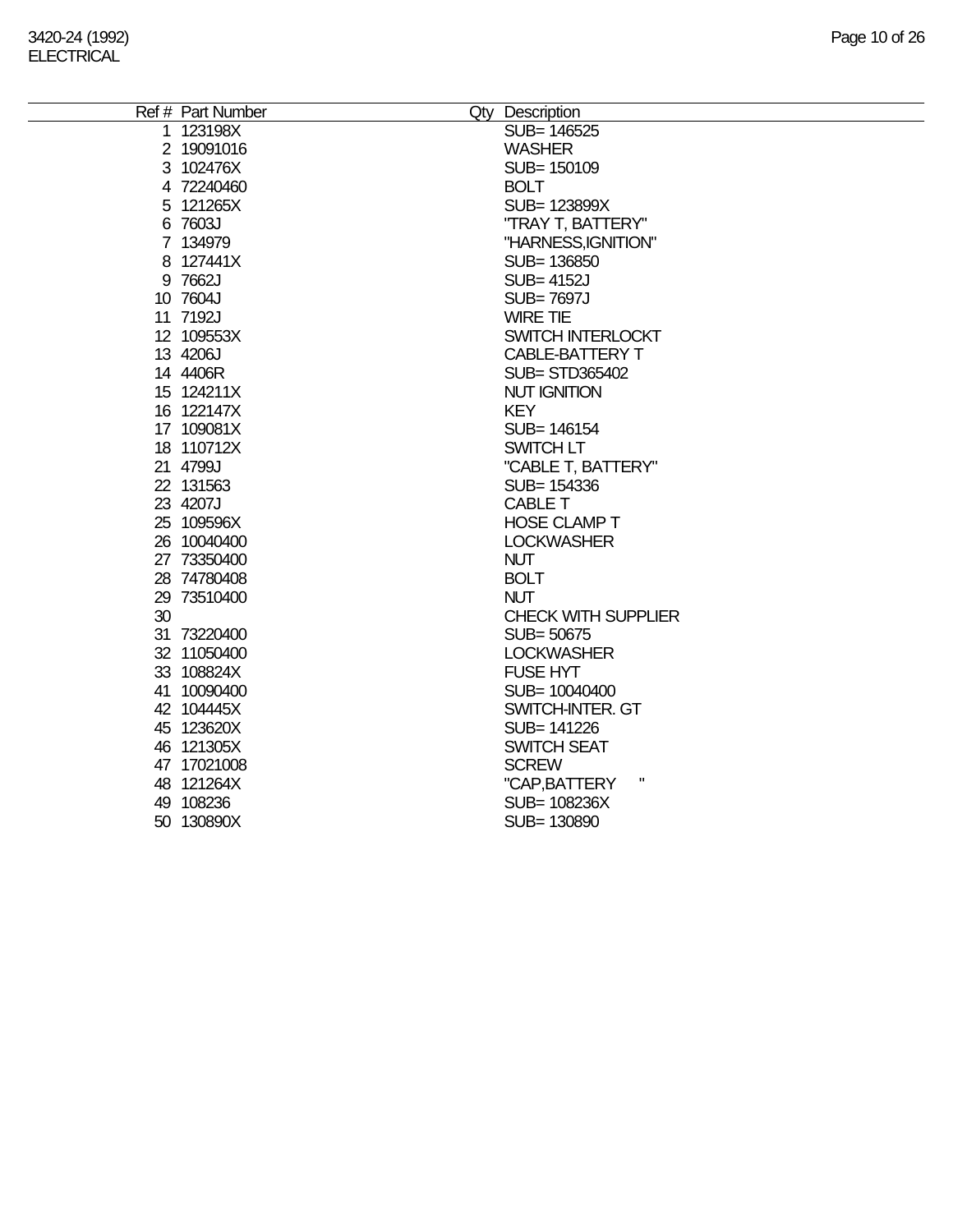3420-24 (1992)
ELECTRICAL

| Ref # | Part Number | Qty | Description |
|---|---|---|---|
| 1 | 123198X | | SUB= 146525 |
| 2 | 19091016 | | WASHER |
| 3 | 102476X | | SUB= 150109 |
| 4 | 72240460 | | BOLT |
| 5 | 121265X | | SUB= 123899X |
| 6 | 7603J | | "TRAY T, BATTERY" |
| 7 | 134979 | | "HARNESS,IGNITION" |
| 8 | 127441X | | SUB= 136850 |
| 9 | 7662J | | SUB= 4152J |
| 10 | 7604J | | SUB= 7697J |
| 11 | 7192J | | WIRE TIE |
| 12 | 109553X | | SWITCH INTERLOCKT |
| 13 | 4206J | | CABLE-BATTERY T |
| 14 | 4406R | | SUB= STD365402 |
| 15 | 124211X | | NUT IGNITION |
| 16 | 122147X | | KEY |
| 17 | 109081X | | SUB= 146154 |
| 18 | 110712X | | SWITCH LT |
| 21 | 4799J | | "CABLE T, BATTERY" |
| 22 | 131563 | | SUB= 154336 |
| 23 | 4207J | | CABLE T |
| 25 | 109596X | | HOSE CLAMP T |
| 26 | 10040400 | | LOCKWASHER |
| 27 | 73350400 | | NUT |
| 28 | 74780408 | | BOLT |
| 29 | 73510400 | | NUT |
| 30 | | | CHECK WITH SUPPLIER |
| 31 | 73220400 | | SUB= 50675 |
| 32 | 11050400 | | LOCKWASHER |
| 33 | 108824X | | FUSE HYT |
| 41 | 10090400 | | SUB= 10040400 |
| 42 | 104445X | | SWITCH-INTER. GT |
| 45 | 123620X | | SUB= 141226 |
| 46 | 121305X | | SWITCH SEAT |
| 47 | 17021008 | | SCREW |
| 48 | 121264X | | "CAP,BATTERY " |
| 49 | 108236 | | SUB= 108236X |
| 50 | 130890X | | SUB= 130890 |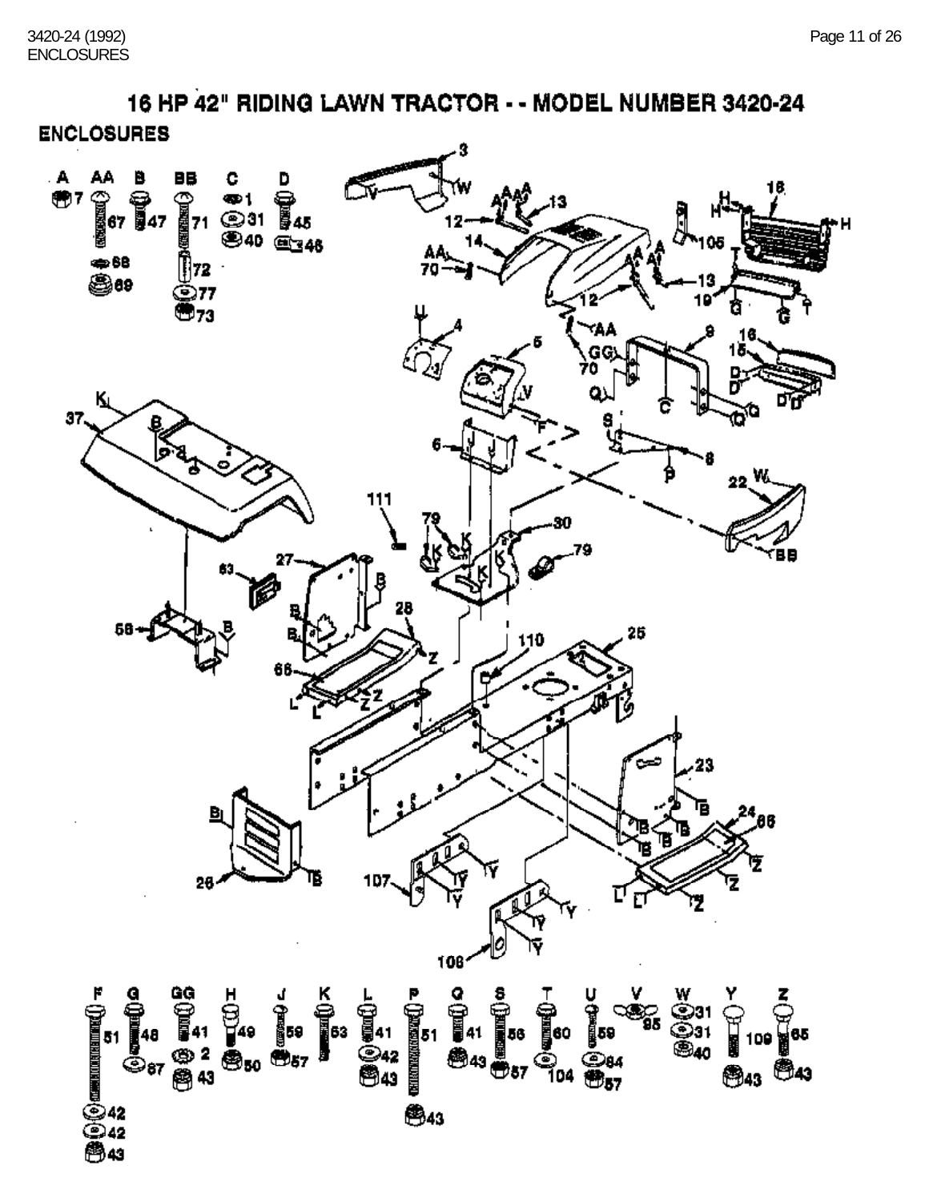# 16 HP 42" RIDING LAWN TRACTOR - - MODEL NUMBER 3420-24

## ENCLOSURES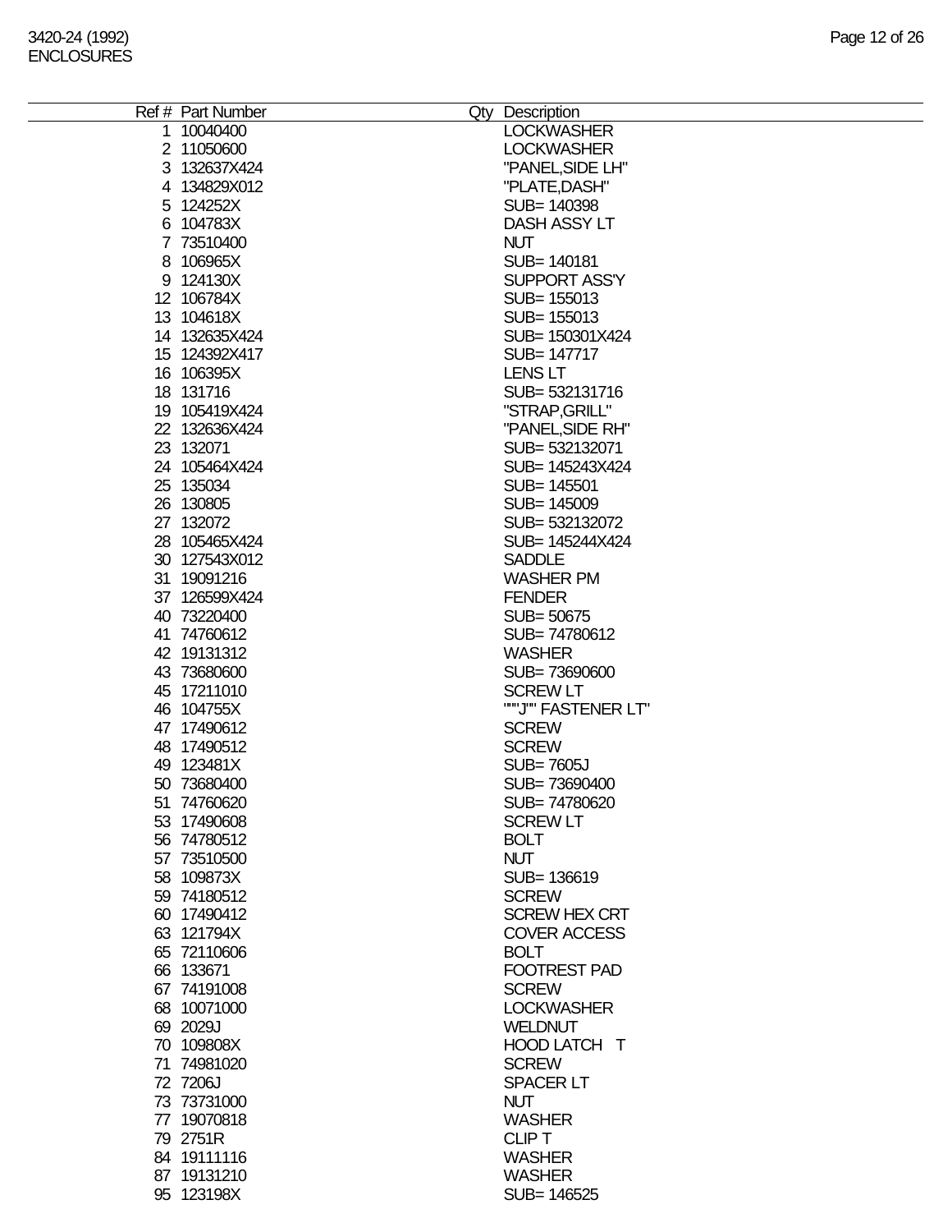| Ref # | Part Number | Qty | Description |
|---|---|---|---|
| 1 | 10040400 | | LOCKWASHER |
| 2 | 11050600 | | LOCKWASHER |
| 3 | 132637X424 | | "PANEL,SIDE LH" |
| 4 | 134829X012 | | "PLATE,DASH" |
| 5 | 124252X | | SUB= 140398 |
| 6 | 104783X | | DASH ASSY LT |
| 7 | 73510400 | | NUT |
| 8 | 106965X | | SUB= 140181 |
| 9 | 124130X | | SUPPORT ASS'Y |
| 12 | 106784X | | SUB= 155013 |
| 13 | 104618X | | SUB= 155013 |
| 14 | 132635X424 | | SUB= 150301X424 |
| 15 | 124392X417 | | SUB= 147717 |
| 16 | 106395X | | LENS LT |
| 18 | 131716 | | SUB= 532131716 |
| 19 | 105419X424 | | "STRAP,GRILL" |
| 22 | 132636X424 | | "PANEL,SIDE RH" |
| 23 | 132071 | | SUB= 532132071 |
| 24 | 105464X424 | | SUB= 145243X424 |
| 25 | 135034 | | SUB= 145501 |
| 26 | 130805 | | SUB= 145009 |
| 27 | 132072 | | SUB= 532132072 |
| 28 | 105465X424 | | SUB= 145244X424 |
| 30 | 127543X012 | | SADDLE |
| 31 | 19091216 | | WASHER PM |
| 37 | 126599X424 | | FENDER |
| 40 | 73220400 | | SUB= 50675 |
| 41 | 74760612 | | SUB= 74780612 |
| 42 | 19131312 | | WASHER |
| 43 | 73680600 | | SUB= 73690600 |
| 45 | 17211010 | | SCREW LT |
| 46 | 104755X | | """J"" FASTENER LT" |
| 47 | 17490612 | | SCREW |
| 48 | 17490512 | | SCREW |
| 49 | 123481X | | SUB= 7605J |
| 50 | 73680400 | | SUB= 73690400 |
| 51 | 74760620 | | SUB= 74780620 |
| 53 | 17490608 | | SCREW LT |
| 56 | 74780512 | | BOLT |
| 57 | 73510500 | | NUT |
| 58 | 109873X | | SUB= 136619 |
| 59 | 74180512 | | SCREW |
| 60 | 17490412 | | SCREW HEX CRT |
| 63 | 121794X | | COVER ACCESS |
| 65 | 72110606 | | BOLT |
| 66 | 133671 | | FOOTREST PAD |
| 67 | 74191008 | | SCREW |
| 68 | 10071000 | | LOCKWASHER |
| 69 | 2029J | | WELDNUT |
| 70 | 109808X | | HOOD LATCH T |
| 71 | 74981020 | | SCREW |
| 72 | 7206J | | SPACER LT |
| 73 | 73731000 | | NUT |
| 77 | 19070818 | | WASHER |
| 79 | 2751R | | CLIP T |
| 84 | 19111116 | | WASHER |
| 87 | 19131210 | | WASHER |
| 95 | 123198X | | SUB= 146525 |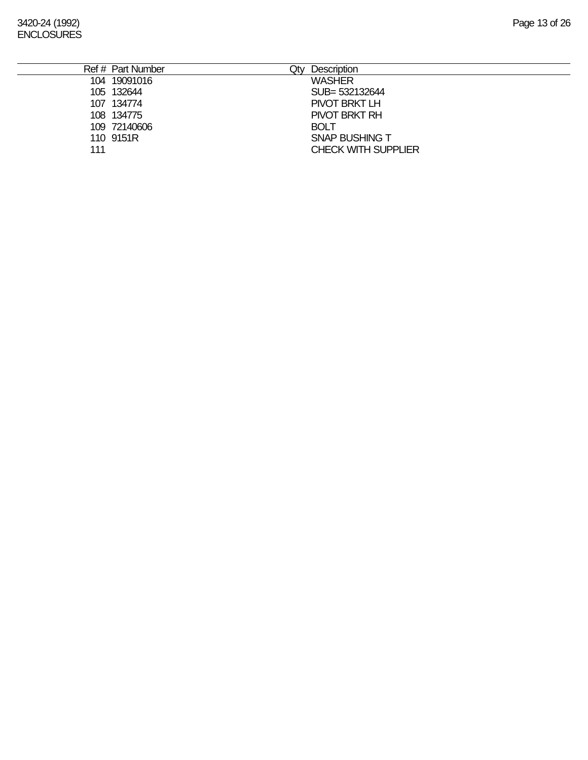| Ref # | Part Number | Qty | Description |
|---|---|---|---|
| 104 | 19091016 | | WASHER |
| 105 | 132644 | | SUB= 532132644 |
| 107 | 134774 | | PIVOT BRKT LH |
| 108 | 134775 | | PIVOT BRKT RH |
| 109 | 72140606 | | BOLT |
| 110 | 9151R | | SNAP BUSHING T |
| 111 | | | CHECK WITH SUPPLIER |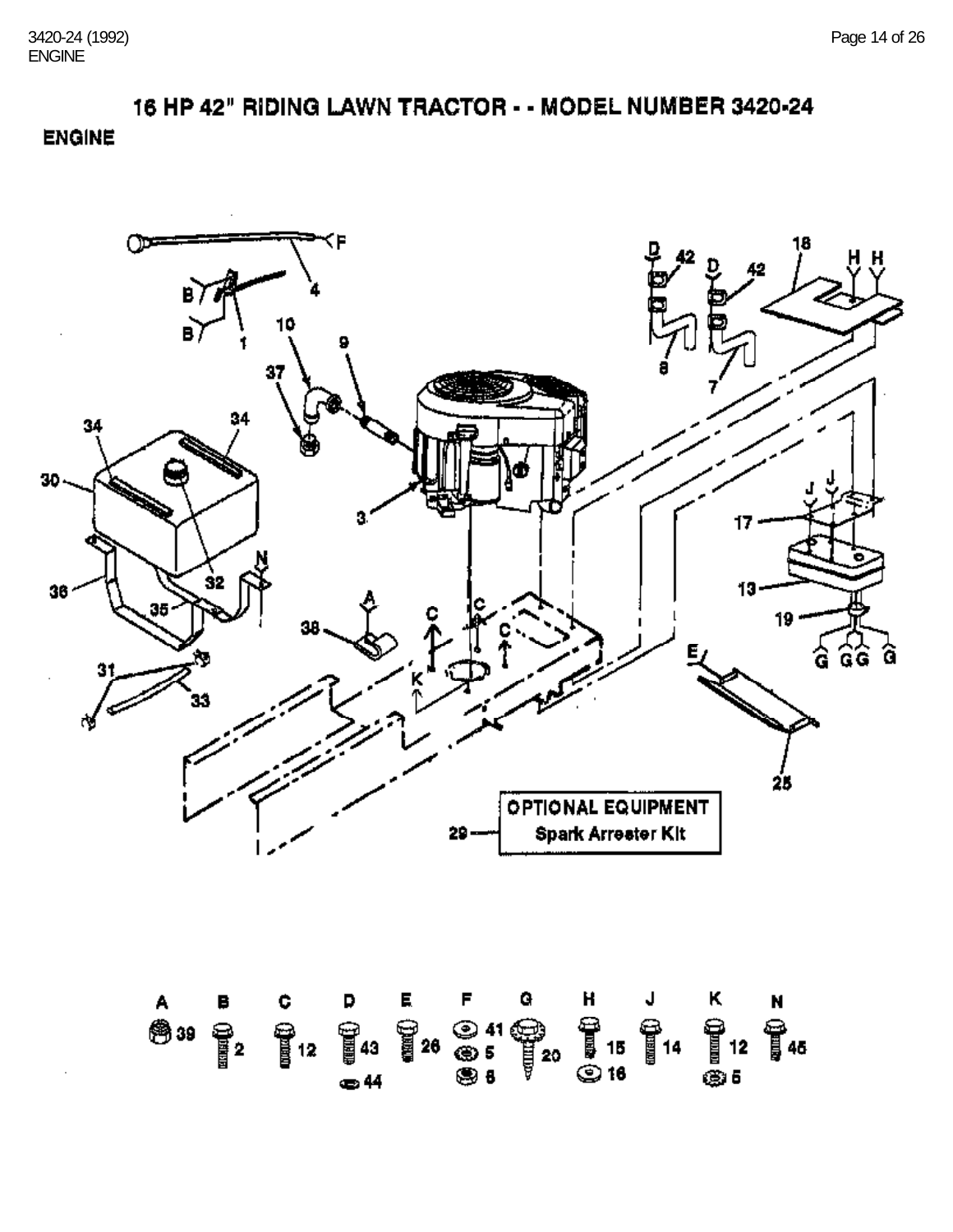# 16 HP 42" RIDING LAWN TRACTOR - - MODEL NUMBER 3420-24

## ENGINE

OPTIONAL EQUIPMENT
29 — Spark Arrester Kit

| A | B | C | D | E | F | G | H | J | K | N |
|---|---|---|---|---|---|---|---|---|---|---|
| 39 | 2 | 12 | 43, 44 | 26 | 41, 5, 6 | 20 | 15, 16 | 14 | 12, 5 | 45 |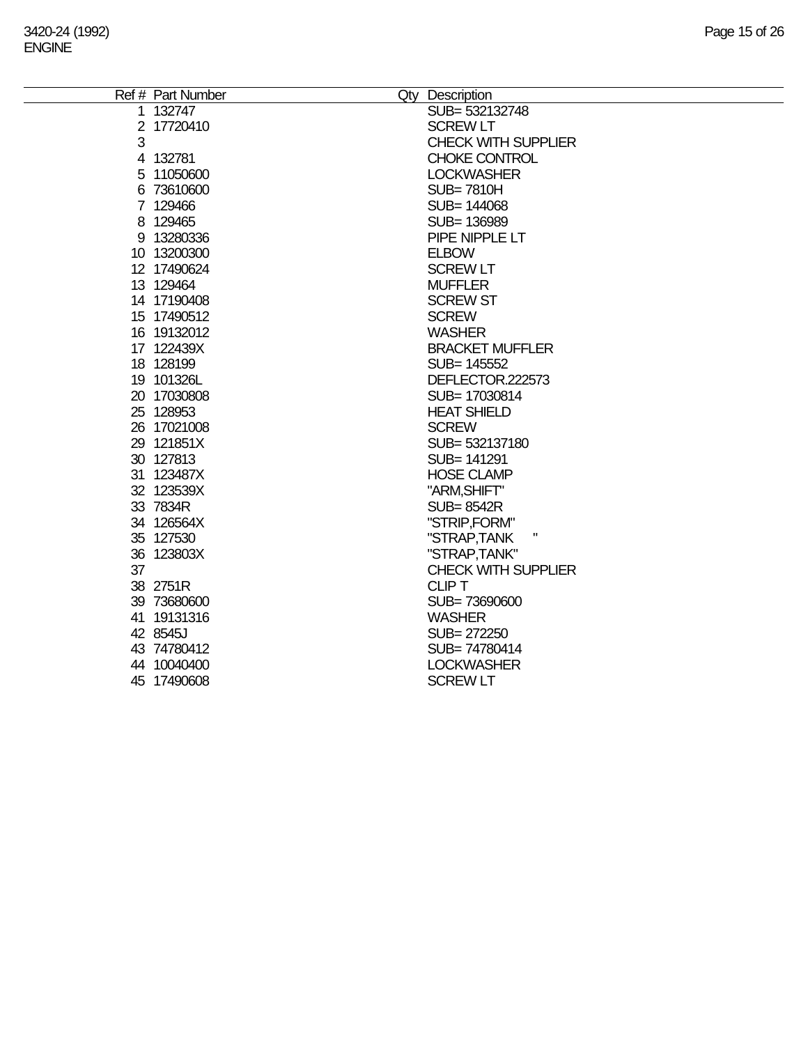| Ref # | Part Number | Qty | Description |
|---|---|---|---|
| 1 | 132747 | | SUB= 532132748 |
| 2 | 17720410 | | SCREW LT |
| 3 | | | CHECK WITH SUPPLIER |
| 4 | 132781 | | CHOKE CONTROL |
| 5 | 11050600 | | LOCKWASHER |
| 6 | 73610600 | | SUB= 7810H |
| 7 | 129466 | | SUB= 144068 |
| 8 | 129465 | | SUB= 136989 |
| 9 | 13280336 | | PIPE NIPPLE LT |
| 10 | 13200300 | | ELBOW |
| 12 | 17490624 | | SCREW LT |
| 13 | 129464 | | MUFFLER |
| 14 | 17190408 | | SCREW ST |
| 15 | 17490512 | | SCREW |
| 16 | 19132012 | | WASHER |
| 17 | 122439X | | BRACKET MUFFLER |
| 18 | 128199 | | SUB= 145552 |
| 19 | 101326L | | DEFLECTOR.222573 |
| 20 | 17030808 | | SUB= 17030814 |
| 25 | 128953 | | HEAT SHIELD |
| 26 | 17021008 | | SCREW |
| 29 | 121851X | | SUB= 532137180 |
| 30 | 127813 | | SUB= 141291 |
| 31 | 123487X | | HOSE CLAMP |
| 32 | 123539X | | "ARM,SHIFT" |
| 33 | 7834R | | SUB= 8542R |
| 34 | 126564X | | "STRIP,FORM" |
| 35 | 127530 | | "STRAP,TANK " |
| 36 | 123803X | | "STRAP,TANK" |
| 37 | | | CHECK WITH SUPPLIER |
| 38 | 2751R | | CLIP T |
| 39 | 73680600 | | SUB= 73690600 |
| 41 | 19131316 | | WASHER |
| 42 | 8545J | | SUB= 272250 |
| 43 | 74780412 | | SUB= 74780414 |
| 44 | 10040400 | | LOCKWASHER |
| 45 | 17490608 | | SCREW LT |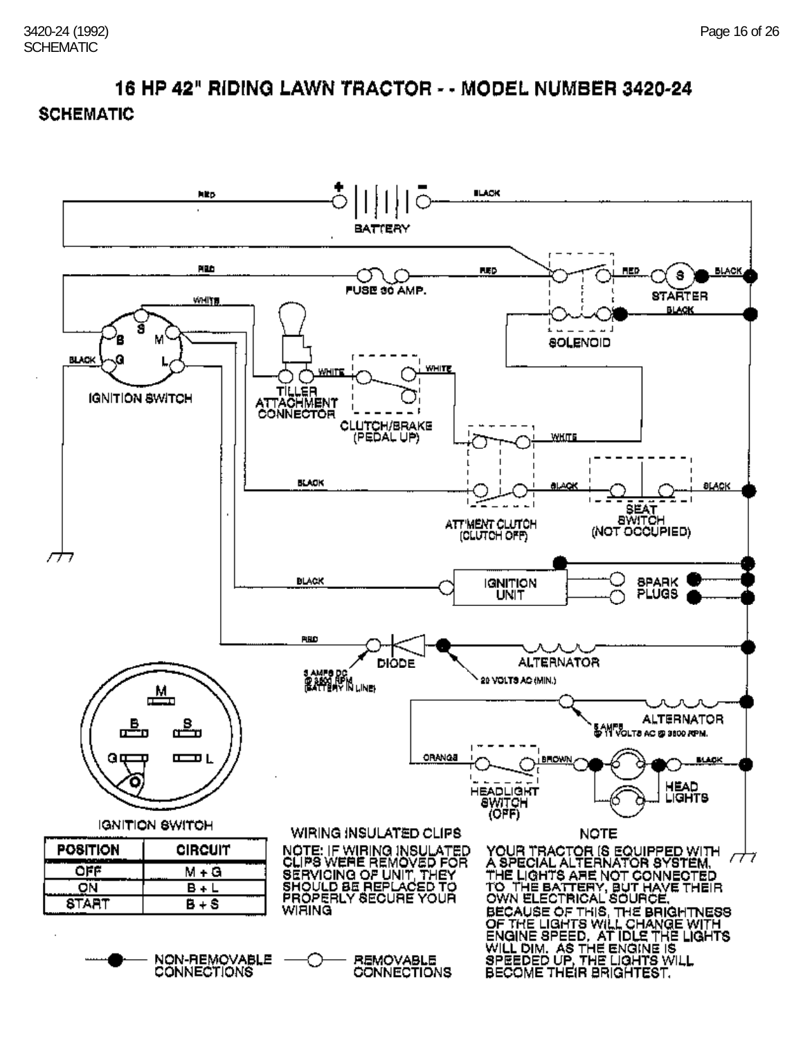# 16 HP 42" RIDING LAWN TRACTOR - - MODEL NUMBER 3420-24

## SCHEMATIC

RED

BATTERY

BLACK

RED

FUSE 30 AMP.

RED

STARTER

BLACK

WHITE

BLACK

SOLENOID

BLACK

IGNITION SWITCH

TILLER ATTACHMENT CONNECTOR

WHITE

WHITE

CLUTCH/BRAKE (PEDAL UP)

WHITE

BLACK

BLACK

BLACK

ATT'MENT CLUTCH (CLUTCH OFF)

SEAT SWITCH (NOT OCCUPIED)

BLACK

IGNITION UNIT

SPARK PLUGS

RED

DIODE

ALTERNATOR

3 AMPS DC @ 3600 RPM (BATTERY IN LINE)

20 VOLTS AC (MIN.)

ALTERNATOR

5 AMPS @ 11 VOLTS AC @ 3600 RPM.

ORANGE

BROWN

BLACK

HEADLIGHT SWITCH (OFF)

HEAD LIGHTS

IGNITION SWITCH

| POSITION | CIRCUIT |
|---|---|
| OFF | M + G |
| ON | B + L |
| START | B + S |

WIRING INSULATED CLIPS

NOTE: IF WIRING INSULATED CLIPS WERE REMOVED FOR SERVICING OF UNIT, THEY SHOULD BE REPLACED TO PROPERLY SECURE YOUR WIRING

NOTE

YOUR TRACTOR IS EQUIPPED WITH A SPECIAL ALTERNATOR SYSTEM. THE LIGHTS ARE NOT CONNECTED TO THE BATTERY, BUT HAVE THEIR OWN ELECTRICAL SOURCE. BECAUSE OF THIS, THE BRIGHTNESS OF THE LIGHTS WILL CHANGE WITH ENGINE SPEED. AT IDLE THE LIGHTS WILL DIM. AS THE ENGINE IS SPEEDED UP, THE LIGHTS WILL BECOME THEIR BRIGHTEST.

NON-REMOVABLE CONNECTIONS

REMOVABLE CONNECTIONS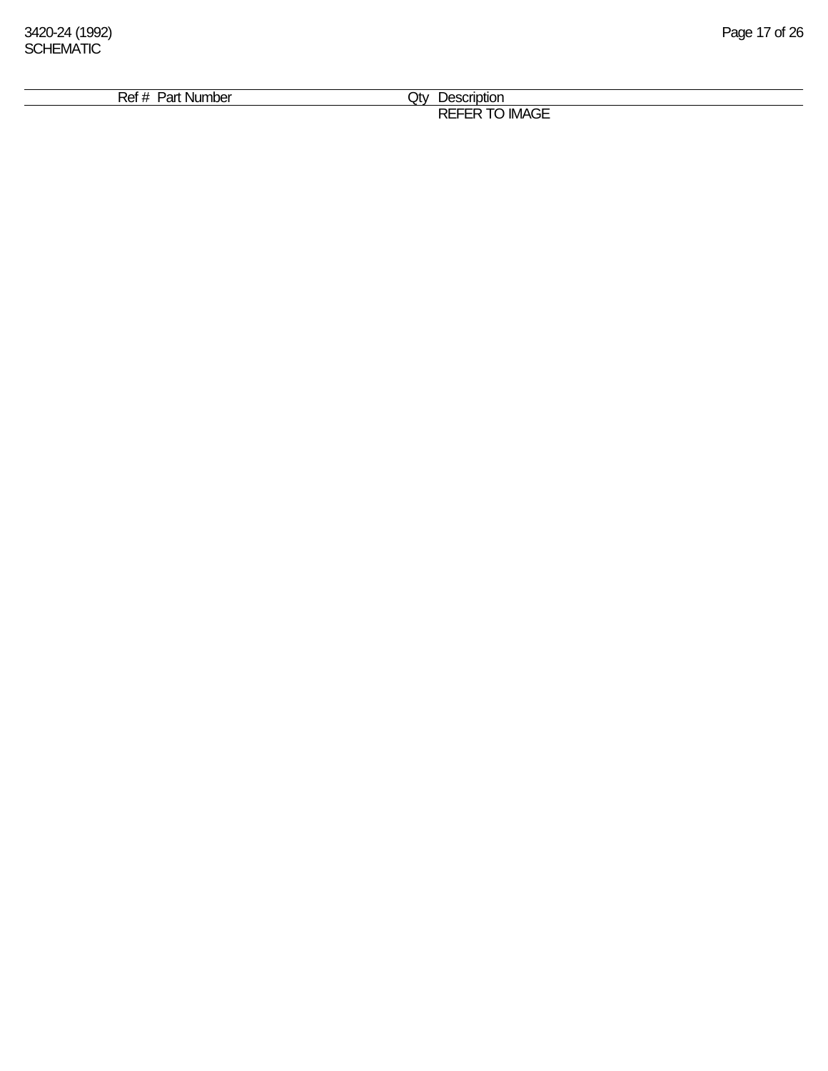## SCHEMATIC

| Ref # | Part Number | Qty | Description |
|---|---|---|---|
| | | | REFER TO IMAGE |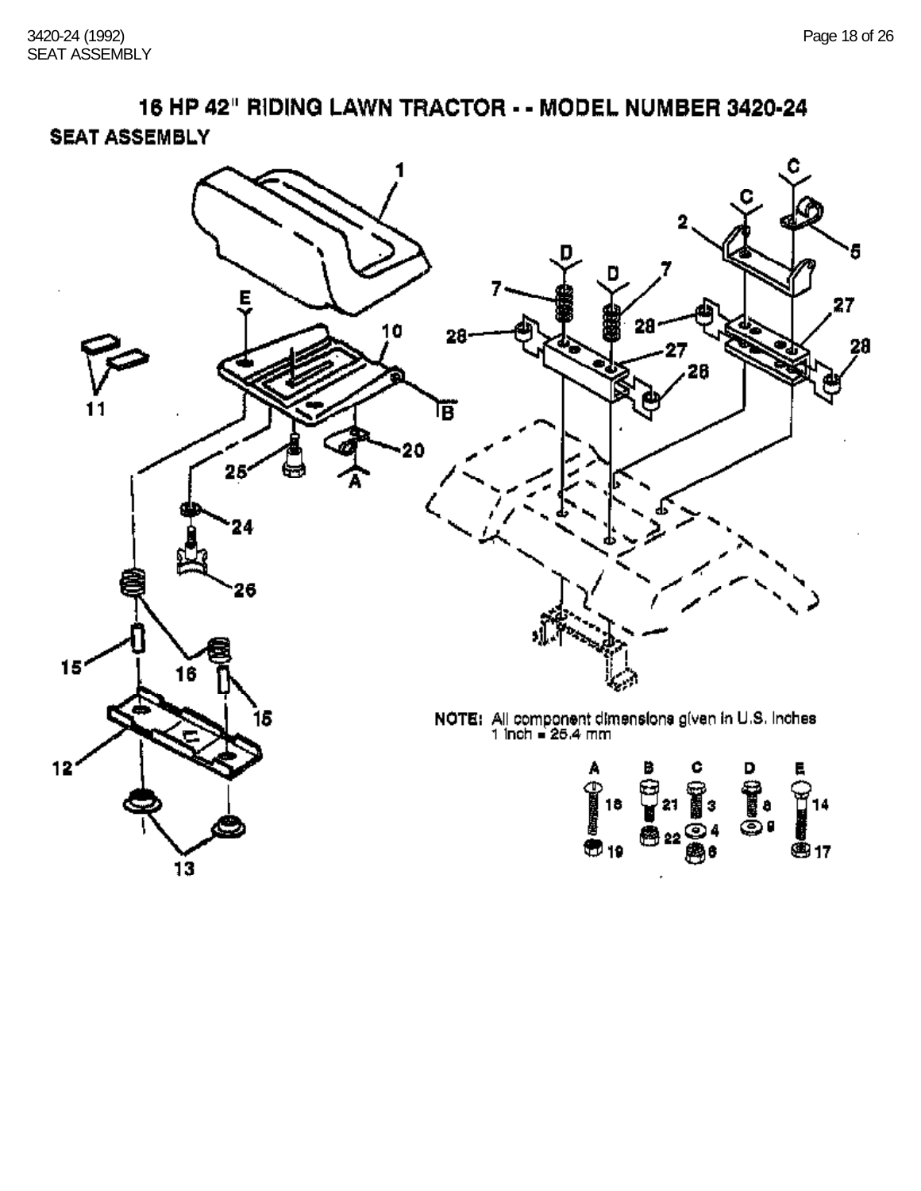# 16 HP 42" RIDING LAWN TRACTOR - - MODEL NUMBER 3420-24

## SEAT ASSEMBLY

NOTE: All component dimensions given in U.S. Inches
1 Inch = 25.4 mm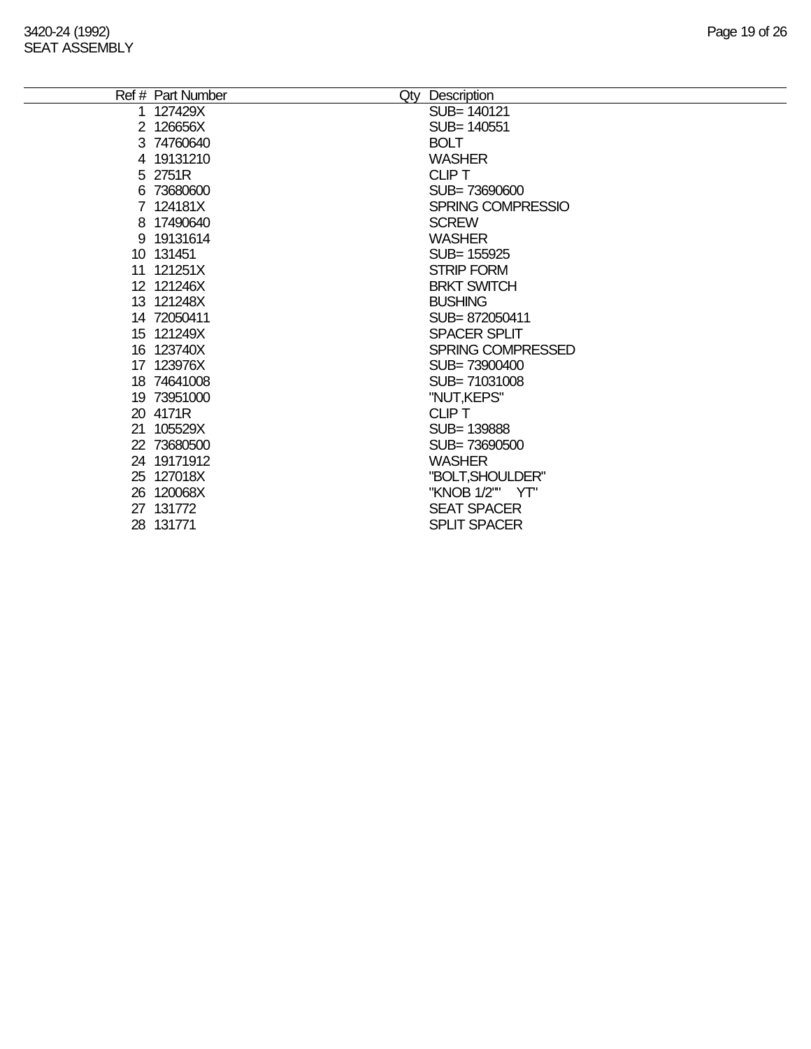| Ref # | Part Number | Qty | Description |
|---|---|---|---|
| 1 | 127429X | | SUB= 140121 |
| 2 | 126656X | | SUB= 140551 |
| 3 | 74760640 | | BOLT |
| 4 | 19131210 | | WASHER |
| 5 | 2751R | | CLIP T |
| 6 | 73680600 | | SUB= 73690600 |
| 7 | 124181X | | SPRING COMPRESSIO |
| 8 | 17490640 | | SCREW |
| 9 | 19131614 | | WASHER |
| 10 | 131451 | | SUB= 155925 |
| 11 | 121251X | | STRIP FORM |
| 12 | 121246X | | BRKT SWITCH |
| 13 | 121248X | | BUSHING |
| 14 | 72050411 | | SUB= 872050411 |
| 15 | 121249X | | SPACER SPLIT |
| 16 | 123740X | | SPRING COMPRESSED |
| 17 | 123976X | | SUB= 73900400 |
| 18 | 74641008 | | SUB= 71031008 |
| 19 | 73951000 | | "NUT,KEPS" |
| 20 | 4171R | | CLIP T |
| 21 | 105529X | | SUB= 139888 |
| 22 | 73680500 | | SUB= 73690500 |
| 24 | 19171912 | | WASHER |
| 25 | 127018X | | "BOLT,SHOULDER" |
| 26 | 120068X | | "KNOB 1/2"" YT" |
| 27 | 131772 | | SEAT SPACER |
| 28 | 131771 | | SPLIT SPACER |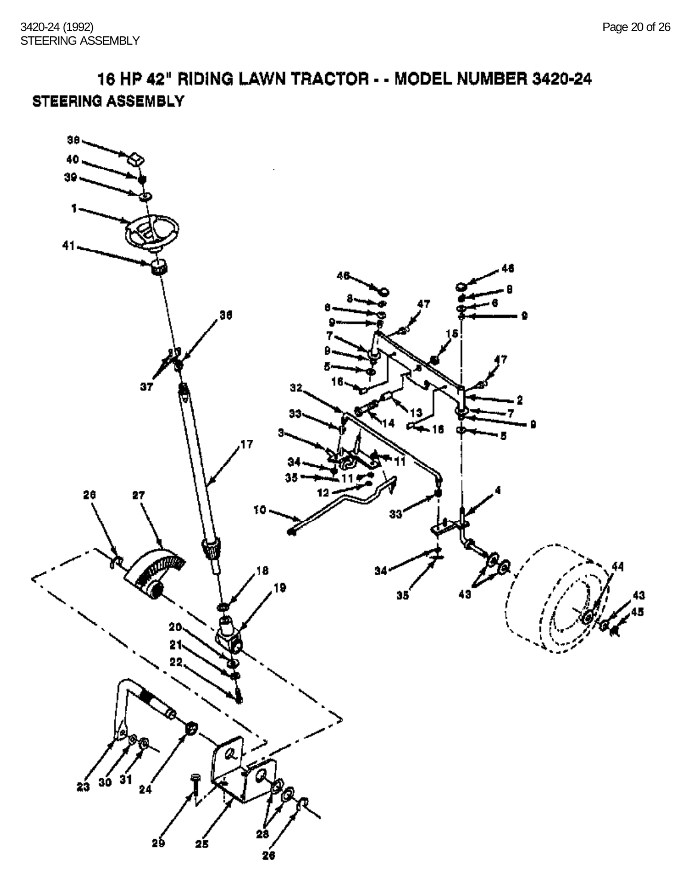# 16 HP 42" RIDING LAWN TRACTOR - - MODEL NUMBER 3420-24

## STEERING ASSEMBLY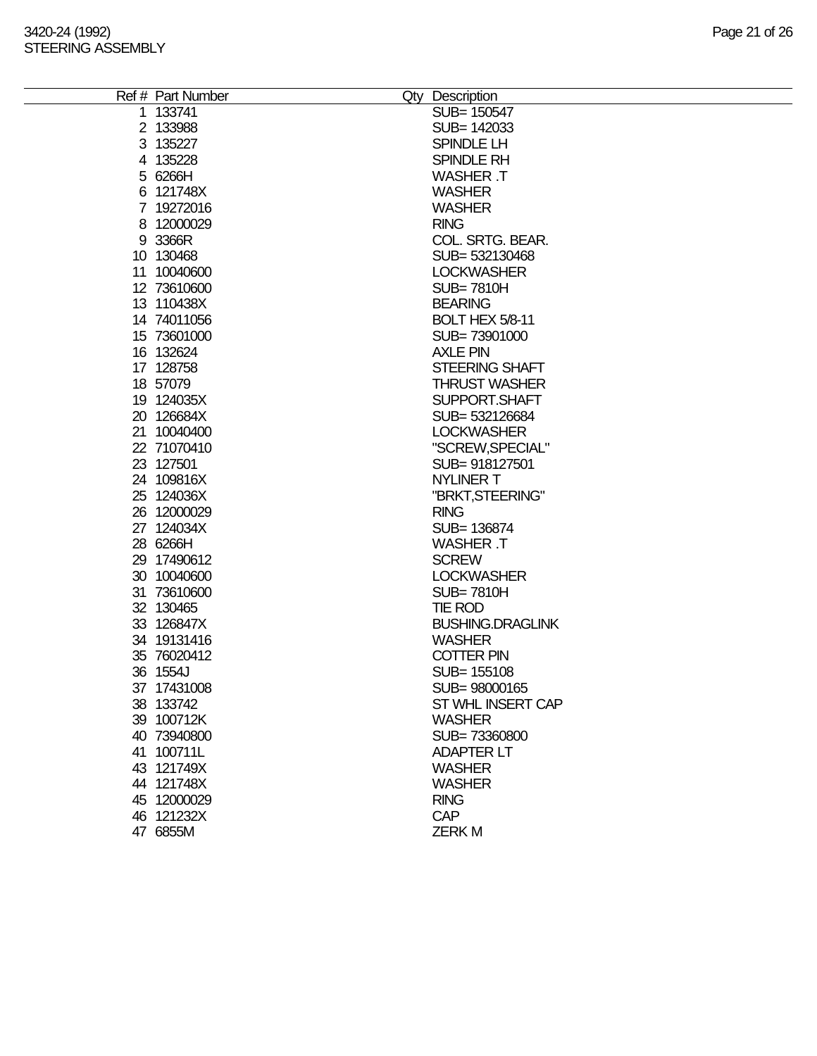| Ref # | Part Number | Qty | Description |
|---|---|---|---|
| 1 | 133741 | | SUB= 150547 |
| 2 | 133988 | | SUB= 142033 |
| 3 | 135227 | | SPINDLE LH |
| 4 | 135228 | | SPINDLE RH |
| 5 | 6266H | | WASHER .T |
| 6 | 121748X | | WASHER |
| 7 | 19272016 | | WASHER |
| 8 | 12000029 | | RING |
| 9 | 3366R | | COL. SRTG. BEAR. |
| 10 | 130468 | | SUB= 532130468 |
| 11 | 10040600 | | LOCKWASHER |
| 12 | 73610600 | | SUB= 7810H |
| 13 | 110438X | | BEARING |
| 14 | 74011056 | | BOLT HEX 5/8-11 |
| 15 | 73601000 | | SUB= 73901000 |
| 16 | 132624 | | AXLE PIN |
| 17 | 128758 | | STEERING SHAFT |
| 18 | 57079 | | THRUST WASHER |
| 19 | 124035X | | SUPPORT.SHAFT |
| 20 | 126684X | | SUB= 532126684 |
| 21 | 10040400 | | LOCKWASHER |
| 22 | 71070410 | | "SCREW,SPECIAL" |
| 23 | 127501 | | SUB= 918127501 |
| 24 | 109816X | | NYLINER T |
| 25 | 124036X | | "BRKT,STEERING" |
| 26 | 12000029 | | RING |
| 27 | 124034X | | SUB= 136874 |
| 28 | 6266H | | WASHER .T |
| 29 | 17490612 | | SCREW |
| 30 | 10040600 | | LOCKWASHER |
| 31 | 73610600 | | SUB= 7810H |
| 32 | 130465 | | TIE ROD |
| 33 | 126847X | | BUSHING.DRAGLINK |
| 34 | 19131416 | | WASHER |
| 35 | 76020412 | | COTTER PIN |
| 36 | 1554J | | SUB= 155108 |
| 37 | 17431008 | | SUB= 98000165 |
| 38 | 133742 | | ST WHL INSERT CAP |
| 39 | 100712K | | WASHER |
| 40 | 73940800 | | SUB= 73360800 |
| 41 | 100711L | | ADAPTER LT |
| 43 | 121749X | | WASHER |
| 44 | 121748X | | WASHER |
| 45 | 12000029 | | RING |
| 46 | 121232X | | CAP |
| 47 | 6855M | | ZERK M |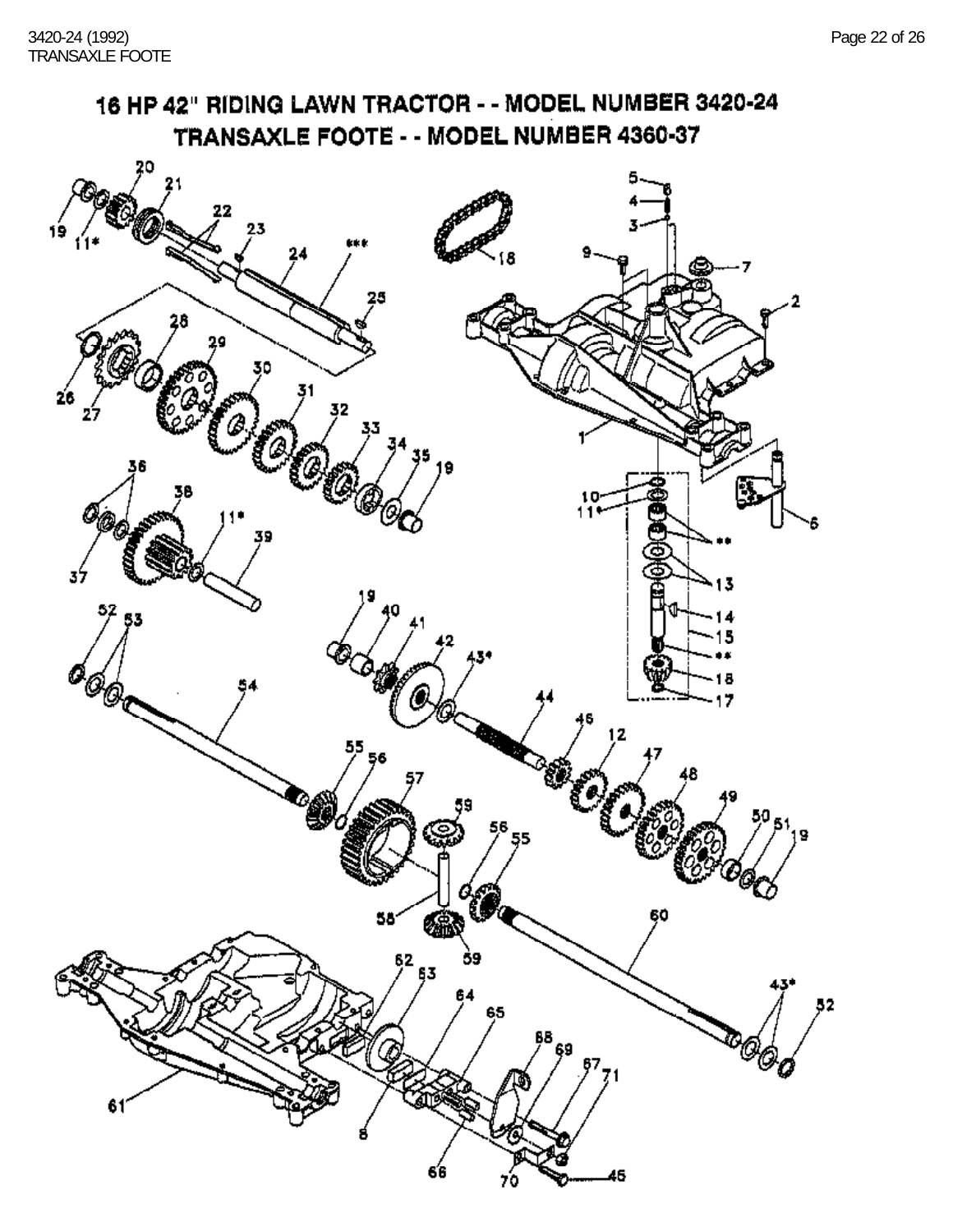# 16 HP 42" RIDING LAWN TRACTOR - - MODEL NUMBER 3420-24

## TRANSAXLE FOOTE - - MODEL NUMBER 4360-37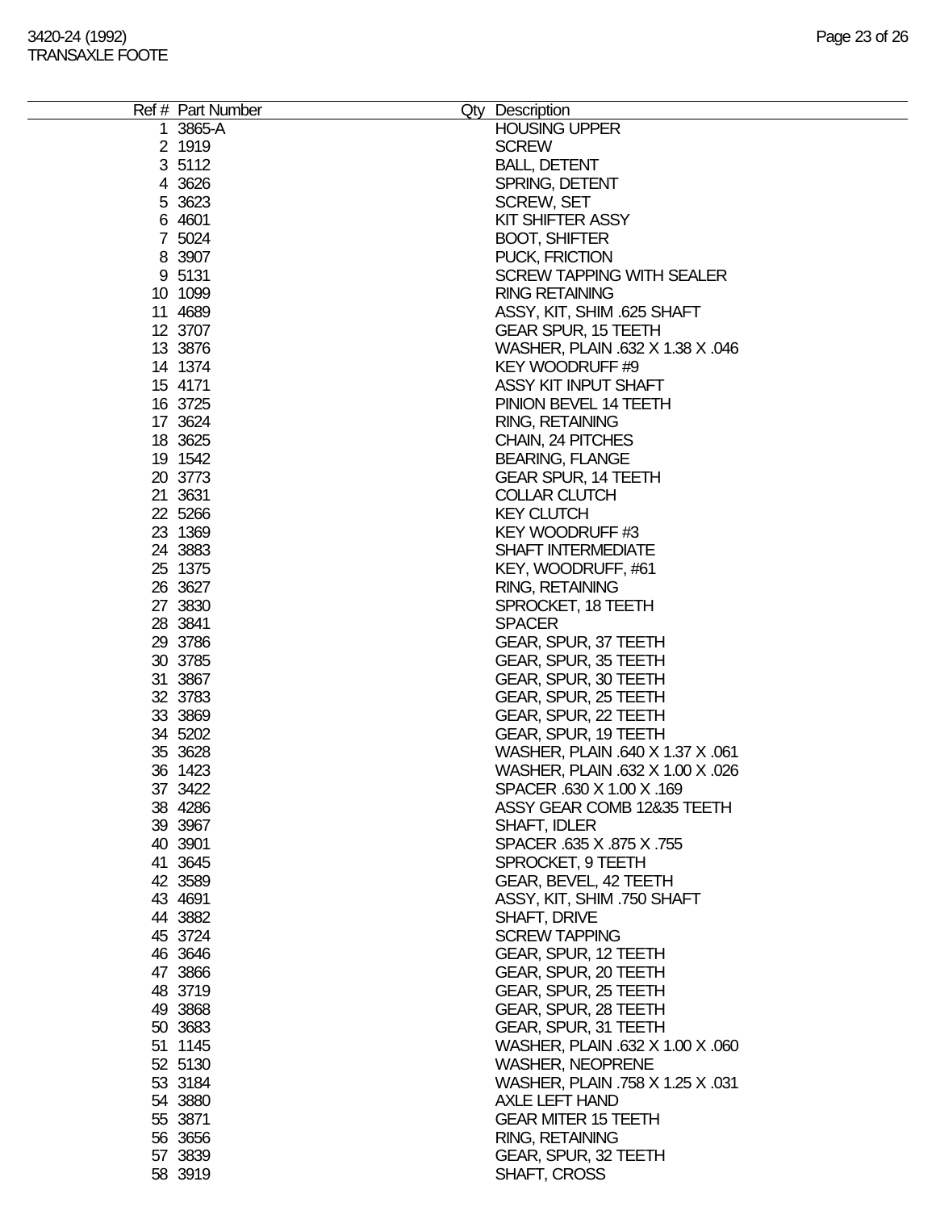| Ref # | Part Number | Qty | Description |
|---|---|---|---|
| 1 | 3865-A | | HOUSING UPPER |
| 2 | 1919 | | SCREW |
| 3 | 5112 | | BALL, DETENT |
| 4 | 3626 | | SPRING, DETENT |
| 5 | 3623 | | SCREW, SET |
| 6 | 4601 | | KIT SHIFTER ASSY |
| 7 | 5024 | | BOOT, SHIFTER |
| 8 | 3907 | | PUCK, FRICTION |
| 9 | 5131 | | SCREW TAPPING WITH SEALER |
| 10 | 1099 | | RING RETAINING |
| 11 | 4689 | | ASSY, KIT, SHIM .625 SHAFT |
| 12 | 3707 | | GEAR SPUR, 15 TEETH |
| 13 | 3876 | | WASHER, PLAIN .632 X 1.38 X .046 |
| 14 | 1374 | | KEY WOODRUFF #9 |
| 15 | 4171 | | ASSY KIT INPUT SHAFT |
| 16 | 3725 | | PINION BEVEL 14 TEETH |
| 17 | 3624 | | RING, RETAINING |
| 18 | 3625 | | CHAIN, 24 PITCHES |
| 19 | 1542 | | BEARING, FLANGE |
| 20 | 3773 | | GEAR SPUR, 14 TEETH |
| 21 | 3631 | | COLLAR CLUTCH |
| 22 | 5266 | | KEY CLUTCH |
| 23 | 1369 | | KEY WOODRUFF #3 |
| 24 | 3883 | | SHAFT INTERMEDIATE |
| 25 | 1375 | | KEY, WOODRUFF, #61 |
| 26 | 3627 | | RING, RETAINING |
| 27 | 3830 | | SPROCKET, 18 TEETH |
| 28 | 3841 | | SPACER |
| 29 | 3786 | | GEAR, SPUR, 37 TEETH |
| 30 | 3785 | | GEAR, SPUR, 35 TEETH |
| 31 | 3867 | | GEAR, SPUR, 30 TEETH |
| 32 | 3783 | | GEAR, SPUR, 25 TEETH |
| 33 | 3869 | | GEAR, SPUR, 22 TEETH |
| 34 | 5202 | | GEAR, SPUR, 19 TEETH |
| 35 | 3628 | | WASHER, PLAIN .640 X 1.37 X .061 |
| 36 | 1423 | | WASHER, PLAIN .632 X 1.00 X .026 |
| 37 | 3422 | | SPACER .630 X 1.00 X .169 |
| 38 | 4286 | | ASSY GEAR COMB 12&35 TEETH |
| 39 | 3967 | | SHAFT, IDLER |
| 40 | 3901 | | SPACER .635 X .875 X .755 |
| 41 | 3645 | | SPROCKET, 9 TEETH |
| 42 | 3589 | | GEAR, BEVEL, 42 TEETH |
| 43 | 4691 | | ASSY, KIT, SHIM .750 SHAFT |
| 44 | 3882 | | SHAFT, DRIVE |
| 45 | 3724 | | SCREW TAPPING |
| 46 | 3646 | | GEAR, SPUR, 12 TEETH |
| 47 | 3866 | | GEAR, SPUR, 20 TEETH |
| 48 | 3719 | | GEAR, SPUR, 25 TEETH |
| 49 | 3868 | | GEAR, SPUR, 28 TEETH |
| 50 | 3683 | | GEAR, SPUR, 31 TEETH |
| 51 | 1145 | | WASHER, PLAIN .632 X 1.00 X .060 |
| 52 | 5130 | | WASHER, NEOPRENE |
| 53 | 3184 | | WASHER, PLAIN .758 X 1.25 X .031 |
| 54 | 3880 | | AXLE LEFT HAND |
| 55 | 3871 | | GEAR MITER 15 TEETH |
| 56 | 3656 | | RING, RETAINING |
| 57 | 3839 | | GEAR, SPUR, 32 TEETH |
| 58 | 3919 | | SHAFT, CROSS |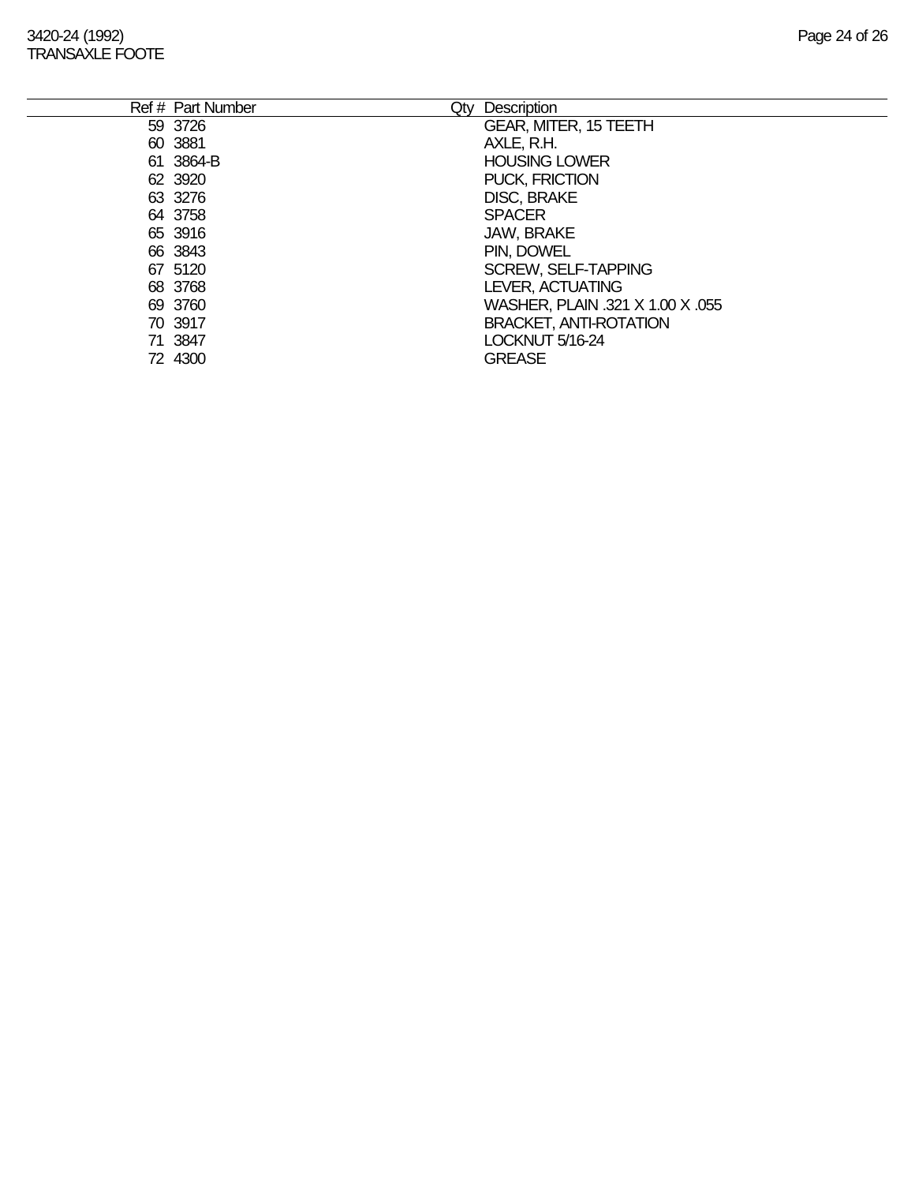| Ref # | Part Number | Qty | Description |
|---|---|---|---|
| 59 | 3726 | | GEAR, MITER, 15 TEETH |
| 60 | 3881 | | AXLE, R.H. |
| 61 | 3864-B | | HOUSING LOWER |
| 62 | 3920 | | PUCK, FRICTION |
| 63 | 3276 | | DISC, BRAKE |
| 64 | 3758 | | SPACER |
| 65 | 3916 | | JAW, BRAKE |
| 66 | 3843 | | PIN, DOWEL |
| 67 | 5120 | | SCREW, SELF-TAPPING |
| 68 | 3768 | | LEVER, ACTUATING |
| 69 | 3760 | | WASHER, PLAIN .321 X 1.00 X .055 |
| 70 | 3917 | | BRACKET, ANTI-ROTATION |
| 71 | 3847 | | LOCKNUT 5/16-24 |
| 72 | 4300 | | GREASE |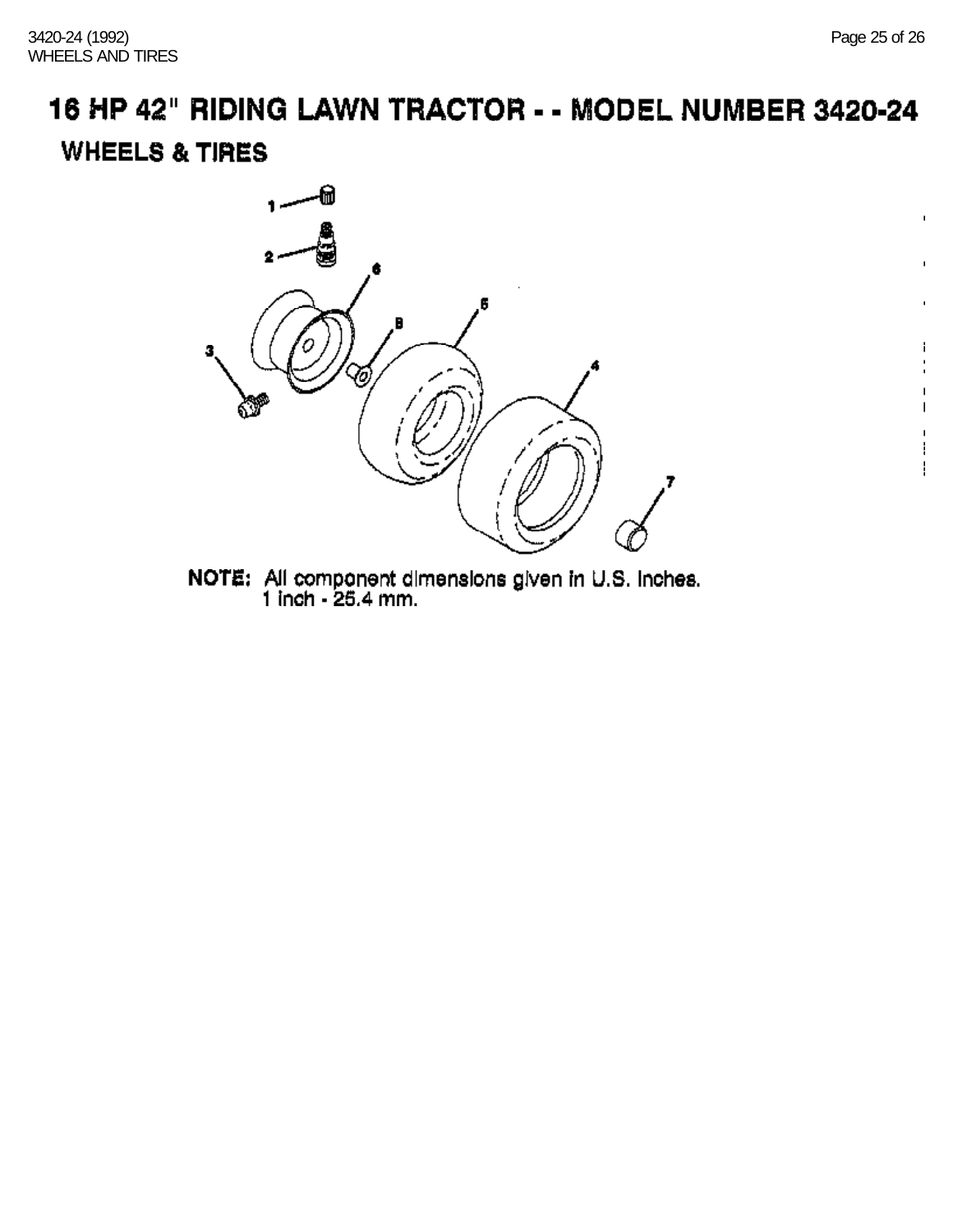# 16 HP 42" RIDING LAWN TRACTOR - - MODEL NUMBER 3420-24

## WHEELS & TIRES

NOTE: All component dimensions given in U.S. Inches.
1 inch - 25.4 mm.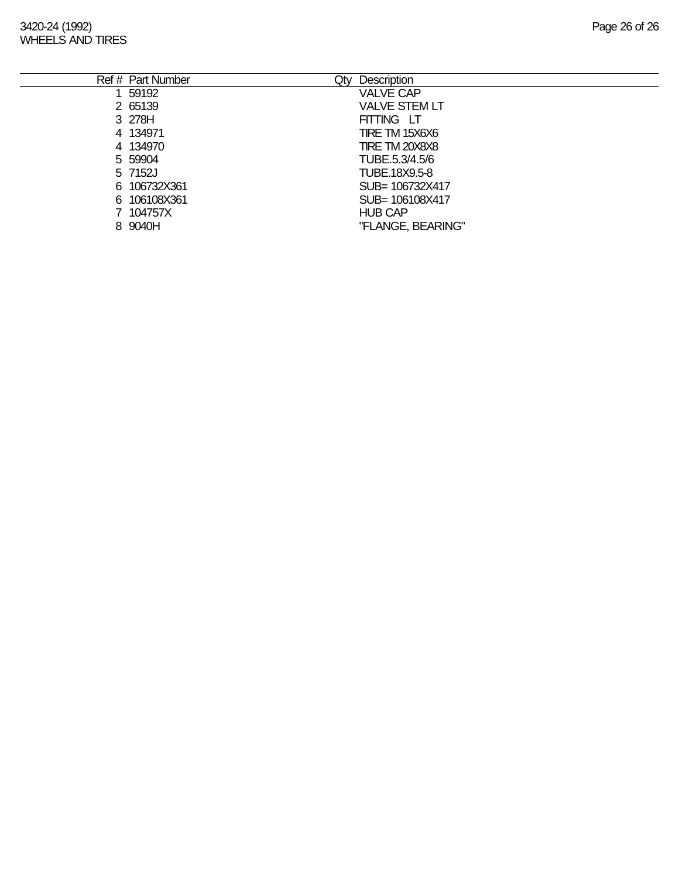| Ref # | Part Number | Qty | Description |
|---|---|---|---|
| 1 | 59192 | | VALVE CAP |
| 2 | 65139 | | VALVE STEM LT |
| 3 | 278H | | FITTING LT |
| 4 | 134971 | | TIRE TM 15X6X6 |
| 4 | 134970 | | TIRE TM 20X8X8 |
| 5 | 59904 | | TUBE.5.3/4.5/6 |
| 5 | 7152J | | TUBE.18X9.5-8 |
| 6 | 106732X361 | | SUB= 106732X417 |
| 6 | 106108X361 | | SUB= 106108X417 |
| 7 | 104757X | | HUB CAP |
| 8 | 9040H | | "FLANGE, BEARING" |